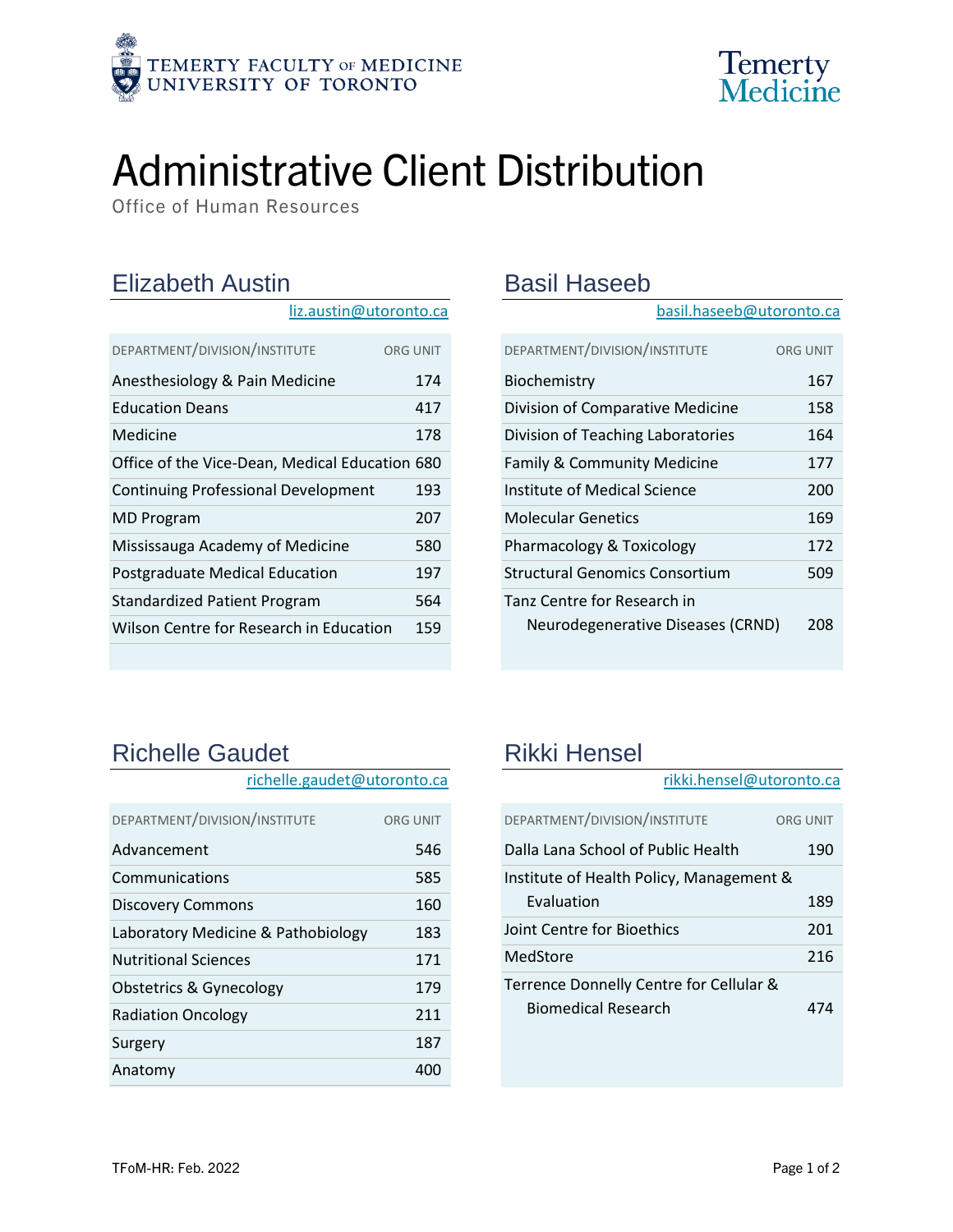TEMERTY FACULTY OF MEDICINE
UNIVERSITY OF TORONTO

Temerty Medicine

# Administrative Client Distribution

Office of Human Resources

## Elizabeth Austin

liz.austin@utoronto.ca

| DEPARTMENT/DIVISION/INSTITUTE | ORG UNIT |
|---|---|
| Anesthesiology & Pain Medicine | 174 |
| Education Deans | 417 |
| Medicine | 178 |
| Office of the Vice-Dean, Medical Education | 680 |
| Continuing Professional Development | 193 |
| MD Program | 207 |
| Mississauga Academy of Medicine | 580 |
| Postgraduate Medical Education | 197 |
| Standardized Patient Program | 564 |
| Wilson Centre for Research in Education | 159 |

## Basil Haseeb

basil.haseeb@utoronto.ca

| DEPARTMENT/DIVISION/INSTITUTE | ORG UNIT |
|---|---|
| Biochemistry | 167 |
| Division of Comparative Medicine | 158 |
| Division of Teaching Laboratories | 164 |
| Family & Community Medicine | 177 |
| Institute of Medical Science | 200 |
| Molecular Genetics | 169 |
| Pharmacology & Toxicology | 172 |
| Structural Genomics Consortium | 509 |
| Tanz Centre for Research in Neurodegenerative Diseases (CRND) | 208 |

## Richelle Gaudet

richelle.gaudet@utoronto.ca

| DEPARTMENT/DIVISION/INSTITUTE | ORG UNIT |
|---|---|
| Advancement | 546 |
| Communications | 585 |
| Discovery Commons | 160 |
| Laboratory Medicine & Pathobiology | 183 |
| Nutritional Sciences | 171 |
| Obstetrics & Gynecology | 179 |
| Radiation Oncology | 211 |
| Surgery | 187 |
| Anatomy | 400 |

## Rikki Hensel

rikki.hensel@utoronto.ca

| DEPARTMENT/DIVISION/INSTITUTE | ORG UNIT |
|---|---|
| Dalla Lana School of Public Health | 190 |
| Institute of Health Policy, Management & Evaluation | 189 |
| Joint Centre for Bioethics | 201 |
| MedStore | 216 |
| Terrence Donnelly Centre for Cellular & Biomedical Research | 474 |

TFoM-HR: Feb. 2022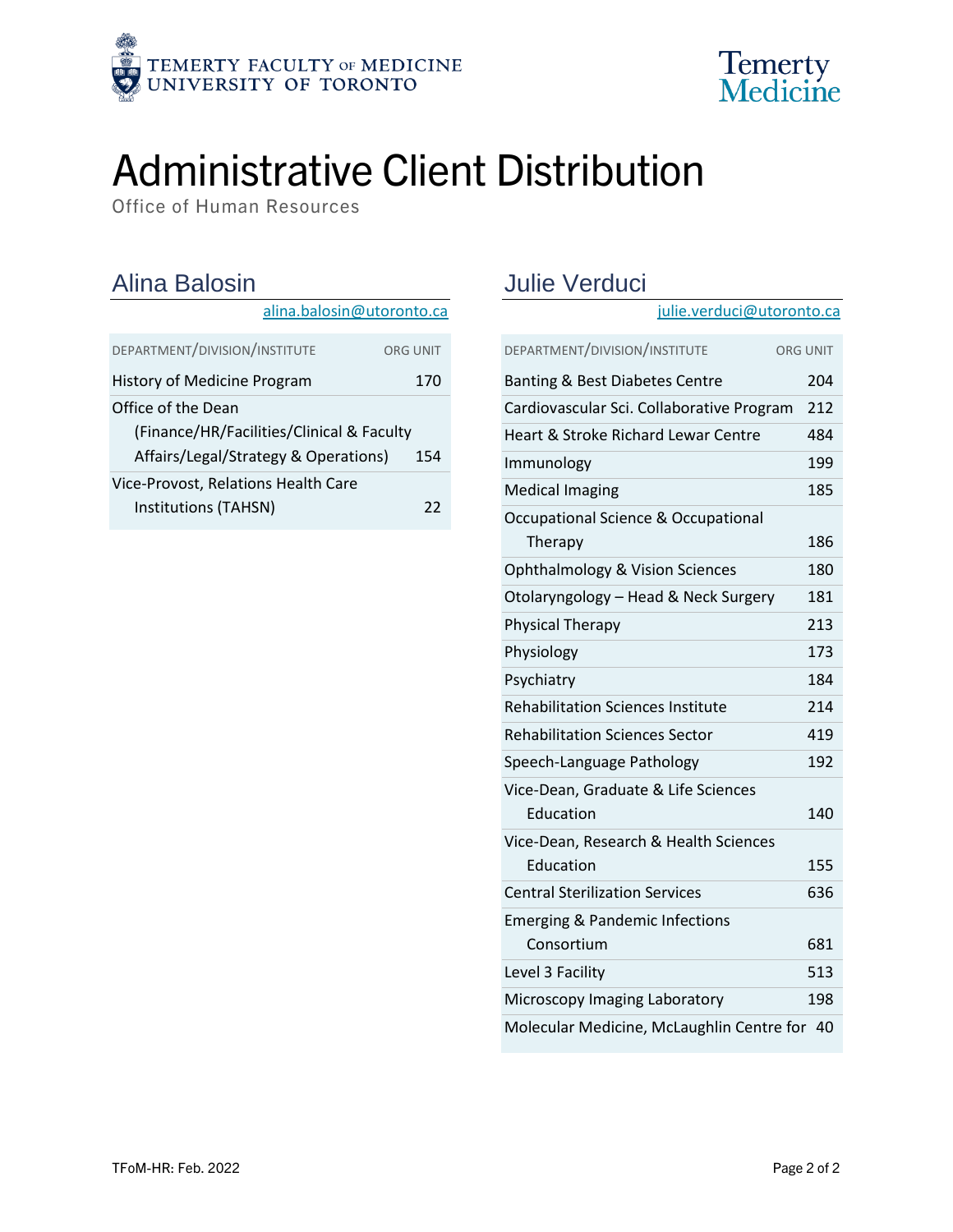# Administrative Client Distribution

Office of Human Resources

## Alina Balosin

alina.balosin@utoronto.ca

| DEPARTMENT/DIVISION/INSTITUTE | ORG UNIT |
|---|---|
| History of Medicine Program | 170 |
| Office of the Dean (Finance/HR/Facilities/Clinical & Faculty Affairs/Legal/Strategy & Operations) | 154 |
| Vice-Provost, Relations Health Care Institutions (TAHSN) | 22 |

## Julie Verduci

julie.verduci@utoronto.ca

| DEPARTMENT/DIVISION/INSTITUTE | ORG UNIT |
|---|---|
| Banting & Best Diabetes Centre | 204 |
| Cardiovascular Sci. Collaborative Program | 212 |
| Heart & Stroke Richard Lewar Centre | 484 |
| Immunology | 199 |
| Medical Imaging | 185 |
| Occupational Science & Occupational Therapy | 186 |
| Ophthalmology & Vision Sciences | 180 |
| Otolaryngology – Head & Neck Surgery | 181 |
| Physical Therapy | 213 |
| Physiology | 173 |
| Psychiatry | 184 |
| Rehabilitation Sciences Institute | 214 |
| Rehabilitation Sciences Sector | 419 |
| Speech-Language Pathology | 192 |
| Vice-Dean, Graduate & Life Sciences Education | 140 |
| Vice-Dean, Research & Health Sciences Education | 155 |
| Central Sterilization Services | 636 |
| Emerging & Pandemic Infections Consortium | 681 |
| Level 3 Facility | 513 |
| Microscopy Imaging Laboratory | 198 |
| Molecular Medicine, McLaughlin Centre for | 40 |

TFoM-HR: Feb. 2022